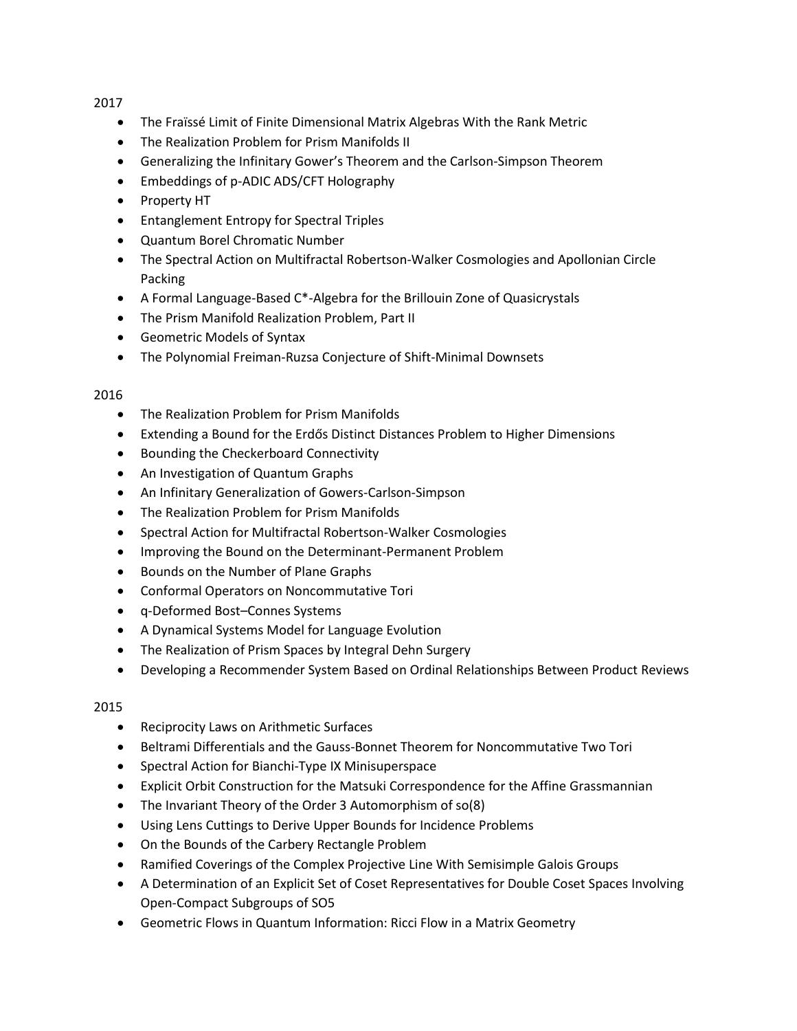2017

- The Fraïssé Limit of Finite Dimensional Matrix Algebras With the Rank Metric
- The Realization Problem for Prism Manifolds II
- Generalizing the Infinitary Gower's Theorem and the Carlson-Simpson Theorem
- Embeddings of p-ADIC ADS/CFT Holography
- Property HT
- Entanglement Entropy for Spectral Triples
- Quantum Borel Chromatic Number
- The Spectral Action on Multifractal Robertson-Walker Cosmologies and Apollonian Circle Packing
- A Formal Language-Based C*-Algebra for the Brillouin Zone of Quasicrystals
- The Prism Manifold Realization Problem, Part II
- Geometric Models of Syntax
- The Polynomial Freiman-Ruzsa Conjecture of Shift-Minimal Downsets

2016

- The Realization Problem for Prism Manifolds
- Extending a Bound for the Erdős Distinct Distances Problem to Higher Dimensions
- Bounding the Checkerboard Connectivity
- An Investigation of Quantum Graphs
- An Infinitary Generalization of Gowers-Carlson-Simpson
- The Realization Problem for Prism Manifolds
- Spectral Action for Multifractal Robertson-Walker Cosmologies
- Improving the Bound on the Determinant-Permanent Problem
- Bounds on the Number of Plane Graphs
- Conformal Operators on Noncommutative Tori
- q-Deformed Bost–Connes Systems
- A Dynamical Systems Model for Language Evolution
- The Realization of Prism Spaces by Integral Dehn Surgery
- Developing a Recommender System Based on Ordinal Relationships Between Product Reviews

2015

- Reciprocity Laws on Arithmetic Surfaces
- Beltrami Differentials and the Gauss-Bonnet Theorem for Noncommutative Two Tori
- Spectral Action for Bianchi-Type IX Minisuperspace
- Explicit Orbit Construction for the Matsuki Correspondence for the Affine Grassmannian
- The Invariant Theory of the Order 3 Automorphism of so(8)
- Using Lens Cuttings to Derive Upper Bounds for Incidence Problems
- On the Bounds of the Carbery Rectangle Problem
- Ramified Coverings of the Complex Projective Line With Semisimple Galois Groups
- A Determination of an Explicit Set of Coset Representatives for Double Coset Spaces Involving Open-Compact Subgroups of SO5
- Geometric Flows in Quantum Information: Ricci Flow in a Matrix Geometry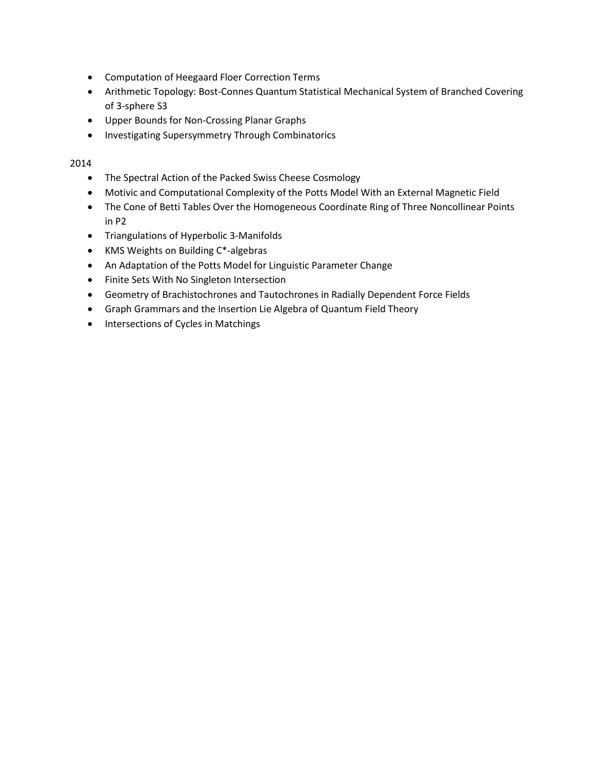- Computation of Heegaard Floer Correction Terms
- Arithmetic Topology: Bost-Connes Quantum Statistical Mechanical System of Branched Covering of 3-sphere S3
- Upper Bounds for Non-Crossing Planar Graphs
- Investigating Supersymmetry Through Combinatorics

2014

- The Spectral Action of the Packed Swiss Cheese Cosmology
- Motivic and Computational Complexity of the Potts Model With an External Magnetic Field
- The Cone of Betti Tables Over the Homogeneous Coordinate Ring of Three Noncollinear Points in P2
- Triangulations of Hyperbolic 3-Manifolds
- KMS Weights on Building C*-algebras
- An Adaptation of the Potts Model for Linguistic Parameter Change
- Finite Sets With No Singleton Intersection
- Geometry of Brachistochrones and Tautochrones in Radially Dependent Force Fields
- Graph Grammars and the Insertion Lie Algebra of Quantum Field Theory
- Intersections of Cycles in Matchings